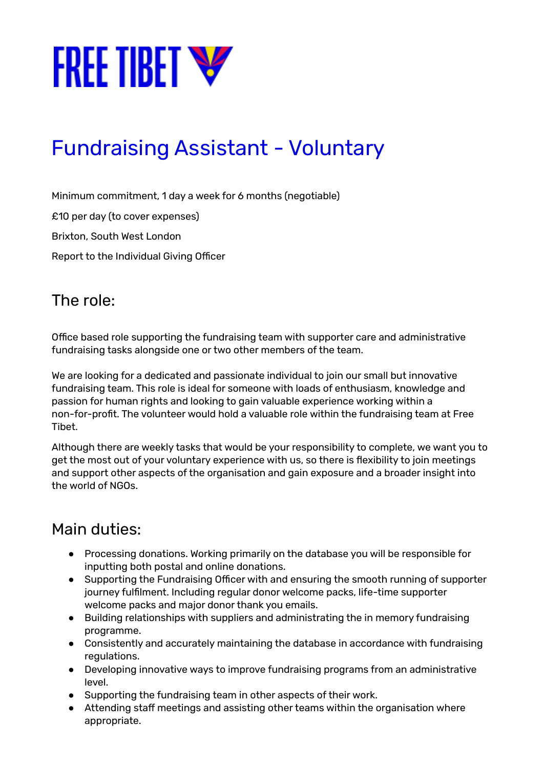# FREE TIBET

# Fundraising Assistant - Voluntary

Minimum commitment, 1 day a week for 6 months (negotiable)

£10 per day (to cover expenses)

Brixton, South West London

Report to the Individual Giving Officer

## The role:

Office based role supporting the fundraising team with supporter care and administrative fundraising tasks alongside one or two other members of the team.

We are looking for a dedicated and passionate individual to join our small but innovative fundraising team. This role is ideal for someone with loads of enthusiasm, knowledge and passion for human rights and looking to gain valuable experience working within a non-for-profit. The volunteer would hold a valuable role within the fundraising team at Free Tibet.

Although there are weekly tasks that would be your responsibility to complete, we want you to get the most out of your voluntary experience with us, so there is flexibility to join meetings and support other aspects of the organisation and gain exposure and a broader insight into the world of NGOs.

## Main duties:

- Processing donations. Working primarily on the database you will be responsible for inputting both postal and online donations.
- Supporting the Fundraising Officer with and ensuring the smooth running of supporter journey fulfilment. Including regular donor welcome packs, life-time supporter welcome packs and major donor thank you emails.
- Building relationships with suppliers and administrating the in memory fundraising programme.
- Consistently and accurately maintaining the database in accordance with fundraising regulations.
- Developing innovative ways to improve fundraising programs from an administrative level.
- Supporting the fundraising team in other aspects of their work.
- Attending staff meetings and assisting other teams within the organisation where appropriate.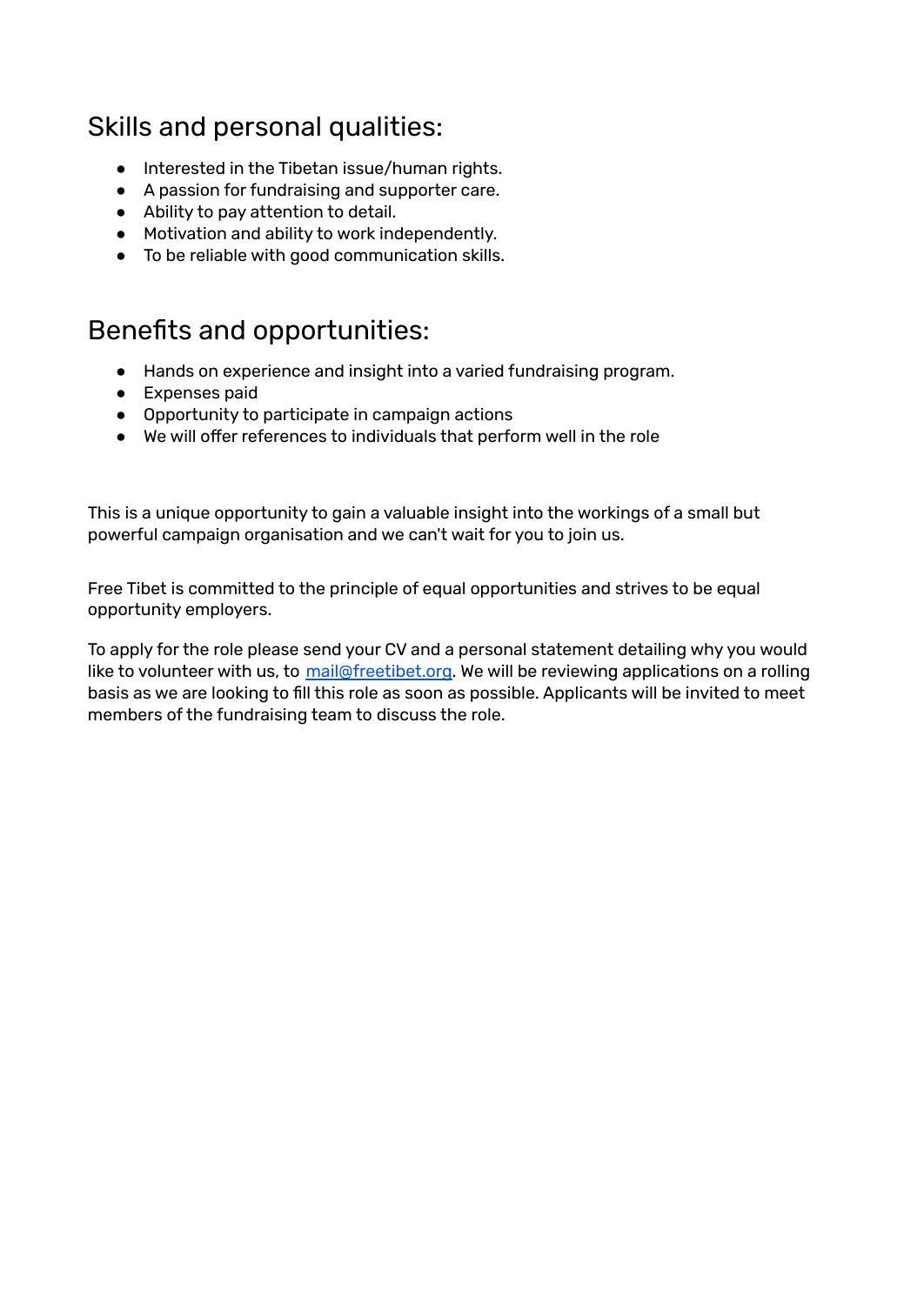## Skills and personal qualities:

- Interested in the Tibetan issue/human rights.
- A passion for fundraising and supporter care.
- Ability to pay attention to detail.
- Motivation and ability to work independently.
- To be reliable with good communication skills.

## Benefits and opportunities:

- Hands on experience and insight into a varied fundraising program.
- Expenses paid
- Opportunity to participate in campaign actions
- We will offer references to individuals that perform well in the role

This is a unique opportunity to gain a valuable insight into the workings of a small but powerful campaign organisation and we can't wait for you to join us.

Free Tibet is committed to the principle of equal opportunities and strives to be equal opportunity employers.

To apply for the role please send your CV and a personal statement detailing why you would like to volunteer with us, to [mail@freetibet.org](mailto:mail@freetibet.org). We will be reviewing applications on a rolling basis as we are looking to fill this role as soon as possible. Applicants will be invited to meet members of the fundraising team to discuss the role.